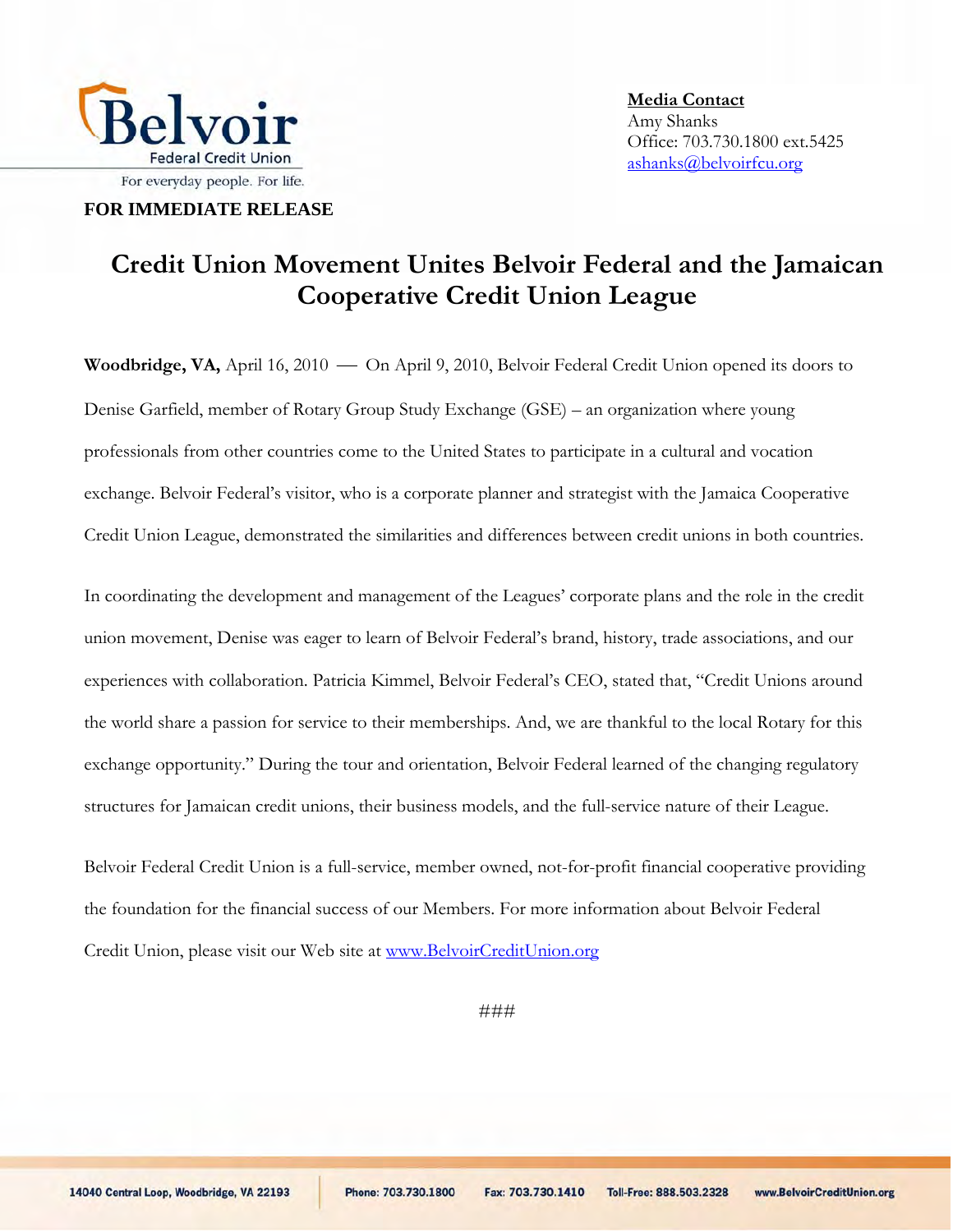Belvoir Federal Credit Union

For everyday people. For life.

**Media Contact**
Amy Shanks
Office: 703.730.1800 ext.5425
ashanks@belvoirfcu.org

**FOR IMMEDIATE RELEASE**

# Credit Union Movement Unites Belvoir Federal and the Jamaican Cooperative Credit Union League

**Woodbridge, VA,** April 16, 2010 — On April 9, 2010, Belvoir Federal Credit Union opened its doors to Denise Garfield, member of Rotary Group Study Exchange (GSE) – an organization where young professionals from other countries come to the United States to participate in a cultural and vocation exchange. Belvoir Federal's visitor, who is a corporate planner and strategist with the Jamaica Cooperative Credit Union League, demonstrated the similarities and differences between credit unions in both countries.

In coordinating the development and management of the Leagues' corporate plans and the role in the credit union movement, Denise was eager to learn of Belvoir Federal's brand, history, trade associations, and our experiences with collaboration. Patricia Kimmel, Belvoir Federal's CEO, stated that, "Credit Unions around the world share a passion for service to their memberships. And, we are thankful to the local Rotary for this exchange opportunity." During the tour and orientation, Belvoir Federal learned of the changing regulatory structures for Jamaican credit unions, their business models, and the full-service nature of their League.

Belvoir Federal Credit Union is a full-service, member owned, not-for-profit financial cooperative providing the foundation for the financial success of our Members. For more information about Belvoir Federal Credit Union, please visit our Web site at www.BelvoirCreditUnion.org

###

14040 Central Loop, Woodbridge, VA 22193 | Phone: 703.730.1800 | Fax: 703.730.1410 | Toll-Free: 888.503.2328 | www.BelvoirCreditUnion.org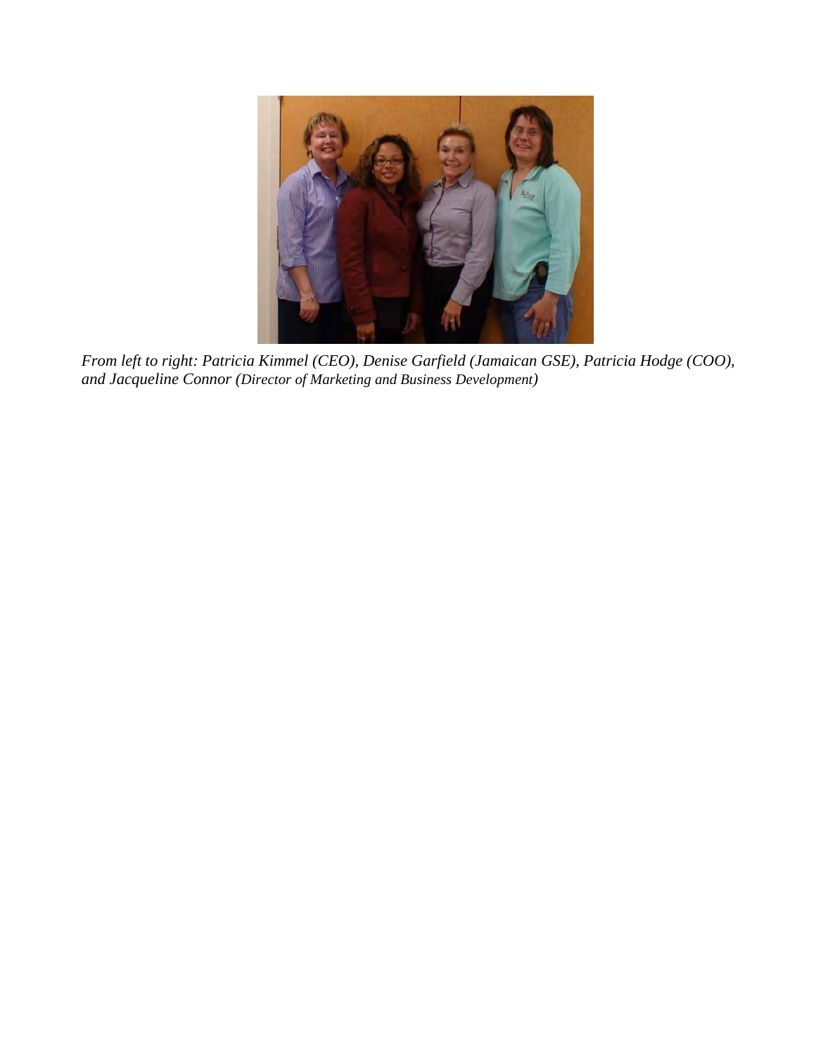*From left to right: Patricia Kimmel (CEO), Denise Garfield (Jamaican GSE), Patricia Hodge (COO), and Jacqueline Connor (Director of Marketing and Business Development)*